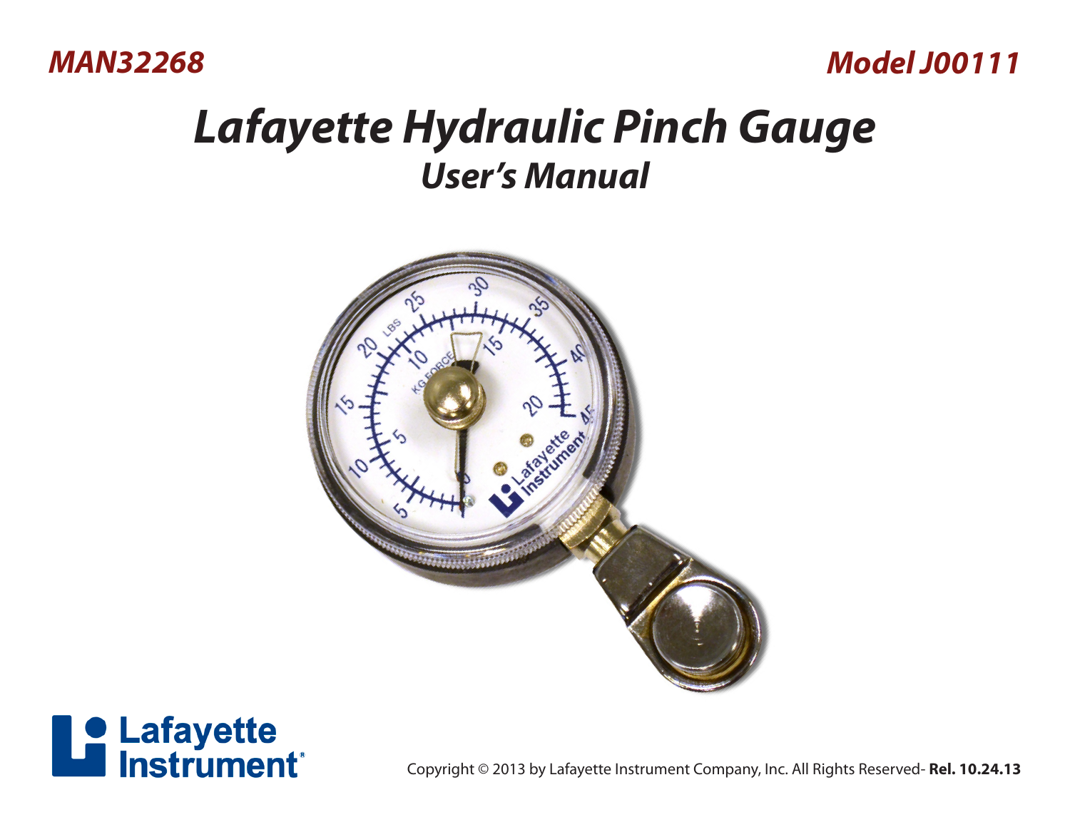*MAN32268* *Model J00111*

# *Lafayette Hydraulic Pinch Gauge*

## *User's Manual*

Lafayette Instrument

Copyright © 2013 by Lafayette Instrument Company, Inc. All Rights Reserved- **Rel. 10.24.13**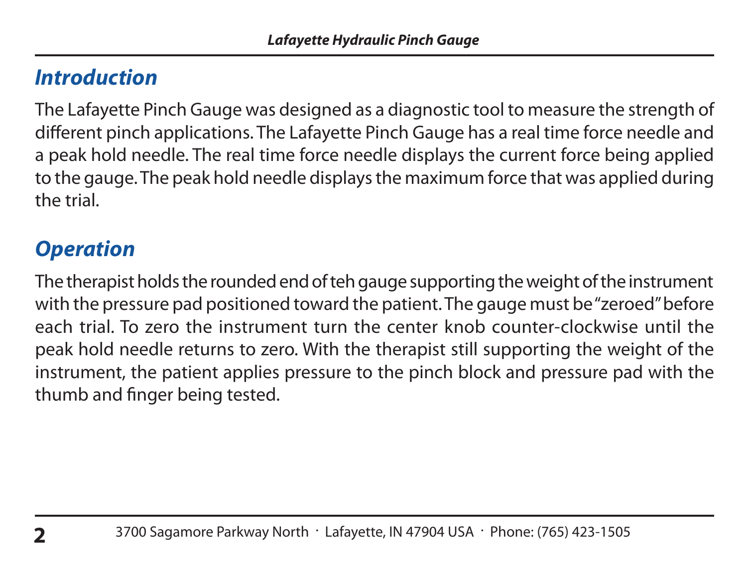## Introduction

The Lafayette Pinch Gauge was designed as a diagnostic tool to measure the strength of different pinch applications. The Lafayette Pinch Gauge has a real time force needle and a peak hold needle. The real time force needle displays the current force being applied to the gauge. The peak hold needle displays the maximum force that was applied during the trial.

## Operation

The therapist holds the rounded end of teh gauge supporting the weight of the instrument with the pressure pad positioned toward the patient. The gauge must be "zeroed" before each trial. To zero the instrument turn the center knob counter-clockwise until the peak hold needle returns to zero. With the therapist still supporting the weight of the instrument, the patient applies pressure to the pinch block and pressure pad with the thumb and finger being tested.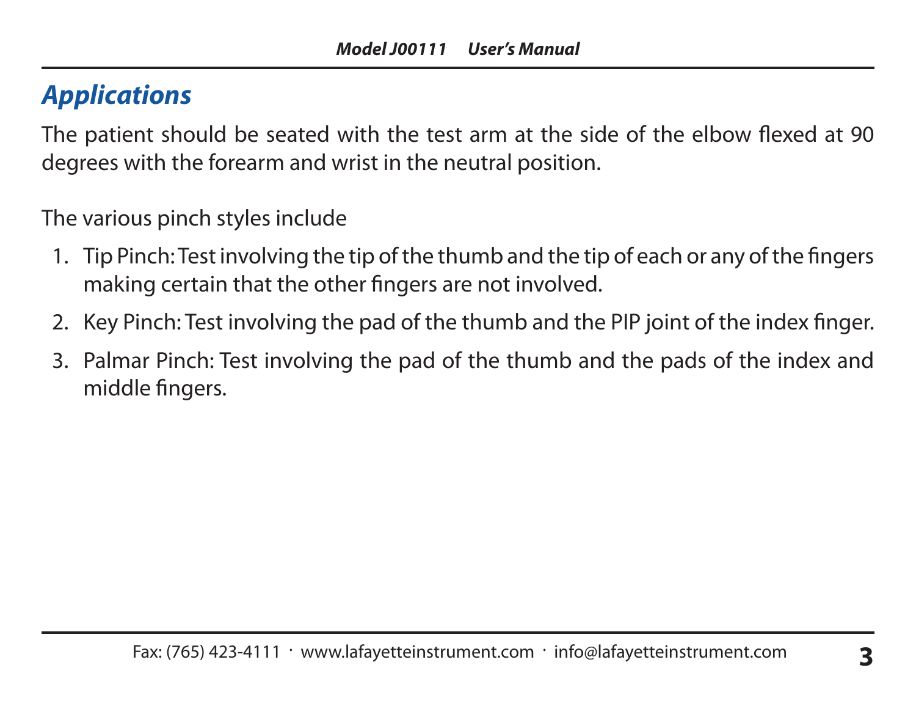## Applications

The patient should be seated with the test arm at the side of the elbow flexed at 90 degrees with the forearm and wrist in the neutral position.

The various pinch styles include

1. Tip Pinch: Test involving the tip of the thumb and the tip of each or any of the fingers making certain that the other fingers are not involved.
2. Key Pinch: Test involving the pad of the thumb and the PIP joint of the index finger.
3. Palmar Pinch: Test involving the pad of the thumb and the pads of the index and middle fingers.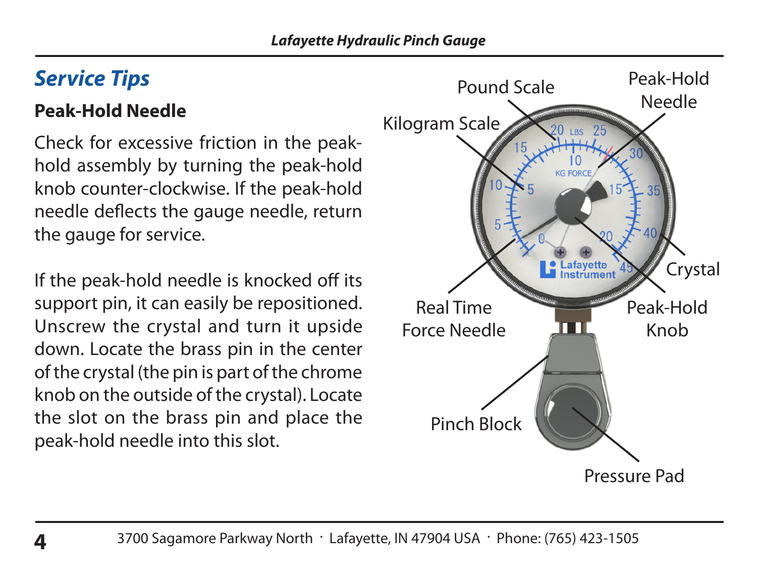## Service Tips

### Peak-Hold Needle

Check for excessive friction in the peak-hold assembly by turning the peak-hold knob counter-clockwise. If the peak-hold needle deflects the gauge needle, return the gauge for service.

If the peak-hold needle is knocked off its support pin, it can easily be repositioned. Unscrew the crystal and turn it upside down. Locate the brass pin in the center of the crystal (the pin is part of the chrome knob on the outside of the crystal). Locate the slot on the brass pin and place the peak-hold needle into this slot.

Pound Scale
Kilogram Scale
Peak-Hold Needle
Crystal
Real Time Force Needle
Peak-Hold Knob
Pinch Block
Pressure Pad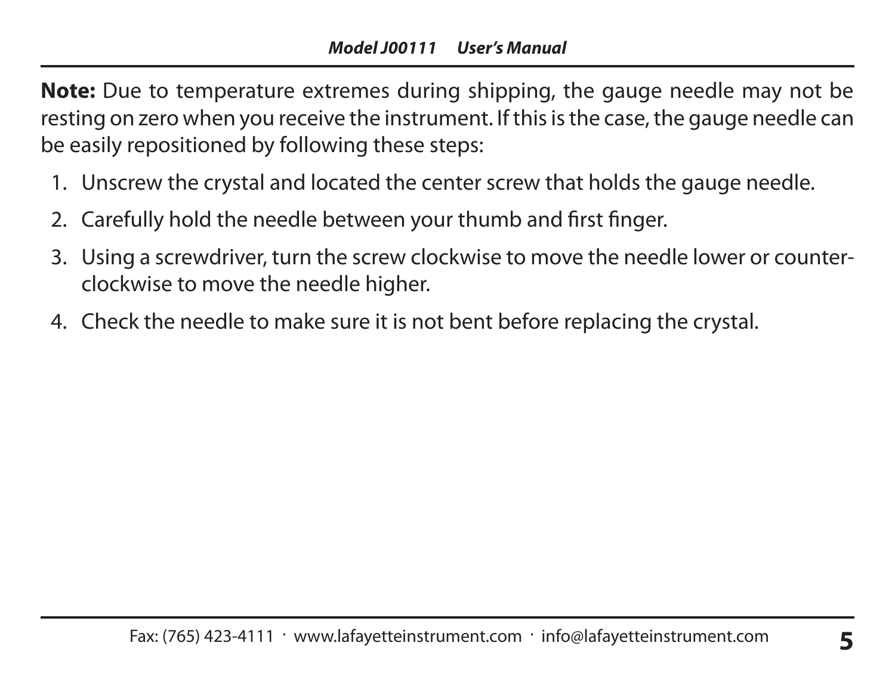**Note:** Due to temperature extremes during shipping, the gauge needle may not be resting on zero when you receive the instrument. If this is the case, the gauge needle can be easily repositioned by following these steps:

1. Unscrew the crystal and located the center screw that holds the gauge needle.
2. Carefully hold the needle between your thumb and first finger.
3. Using a screwdriver, turn the screw clockwise to move the needle lower or counter-clockwise to move the needle higher.
4. Check the needle to make sure it is not bent before replacing the crystal.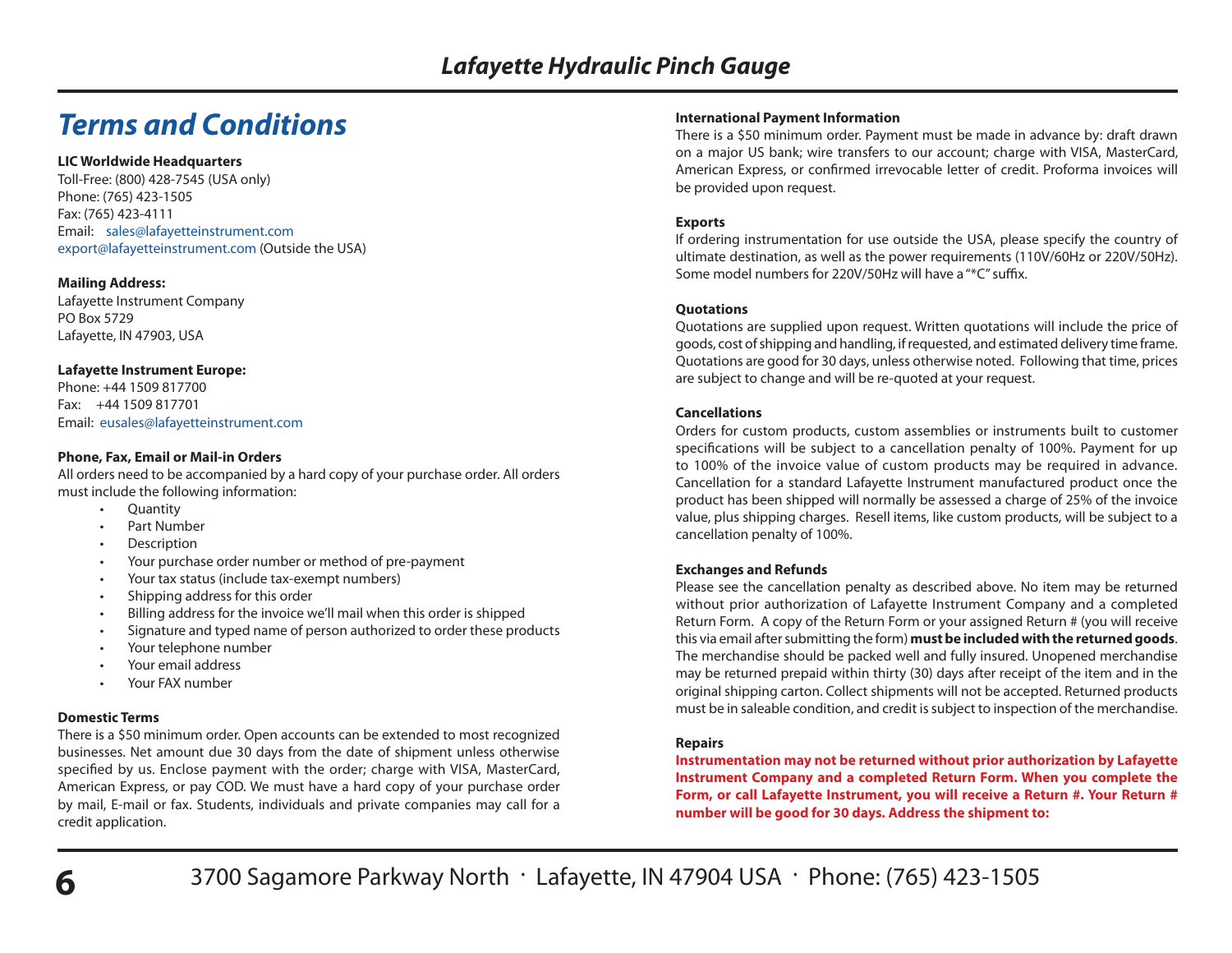# Terms and Conditions

**LIC Worldwide Headquarters**
Toll-Free: (800) 428-7545 (USA only)
Phone: (765) 423-1505
Fax: (765) 423-4111
Email: sales@lafayetteinstrument.com
export@lafayetteinstrument.com (Outside the USA)

**Mailing Address:**
Lafayette Instrument Company
PO Box 5729
Lafayette, IN 47903, USA

**Lafayette Instrument Europe:**
Phone: +44 1509 817700
Fax: +44 1509 817701
Email: eusales@lafayetteinstrument.com

**Phone, Fax, Email or Mail-in Orders**
All orders need to be accompanied by a hard copy of your purchase order. All orders must include the following information:

- Quantity
- Part Number
- Description
- Your purchase order number or method of pre-payment
- Your tax status (include tax-exempt numbers)
- Shipping address for this order
- Billing address for the invoice we'll mail when this order is shipped
- Signature and typed name of person authorized to order these products
- Your telephone number
- Your email address
- Your FAX number

**Domestic Terms**
There is a $50 minimum order. Open accounts can be extended to most recognized businesses. Net amount due 30 days from the date of shipment unless otherwise specified by us. Enclose payment with the order; charge with VISA, MasterCard, American Express, or pay COD. We must have a hard copy of your purchase order by mail, E-mail or fax. Students, individuals and private companies may call for a credit application.

**International Payment Information**
There is a $50 minimum order. Payment must be made in advance by: draft drawn on a major US bank; wire transfers to our account; charge with VISA, MasterCard, American Express, or confirmed irrevocable letter of credit. Proforma invoices will be provided upon request.

**Exports**
If ordering instrumentation for use outside the USA, please specify the country of ultimate destination, as well as the power requirements (110V/60Hz or 220V/50Hz). Some model numbers for 220V/50Hz will have a "*C" suffix.

**Quotations**
Quotations are supplied upon request. Written quotations will include the price of goods, cost of shipping and handling, if requested, and estimated delivery time frame. Quotations are good for 30 days, unless otherwise noted. Following that time, prices are subject to change and will be re-quoted at your request.

**Cancellations**
Orders for custom products, custom assemblies or instruments built to customer specifications will be subject to a cancellation penalty of 100%. Payment for up to 100% of the invoice value of custom products may be required in advance. Cancellation for a standard Lafayette Instrument manufactured product once the product has been shipped will normally be assessed a charge of 25% of the invoice value, plus shipping charges. Resell items, like custom products, will be subject to a cancellation penalty of 100%.

**Exchanges and Refunds**
Please see the cancellation penalty as described above. No item may be returned without prior authorization of Lafayette Instrument Company and a completed Return Form. A copy of the Return Form or your assigned Return # (you will receive this via email after submitting the form) **must be included with the returned goods**. The merchandise should be packed well and fully insured. Unopened merchandise may be returned prepaid within thirty (30) days after receipt of the item and in the original shipping carton. Collect shipments will not be accepted. Returned products must be in saleable condition, and credit is subject to inspection of the merchandise.

**Repairs**
**Instrumentation may not be returned without prior authorization by Lafayette Instrument Company and a completed Return Form. When you complete the Form, or call Lafayette Instrument, you will receive a Return #. Your Return # number will be good for 30 days. Address the shipment to:**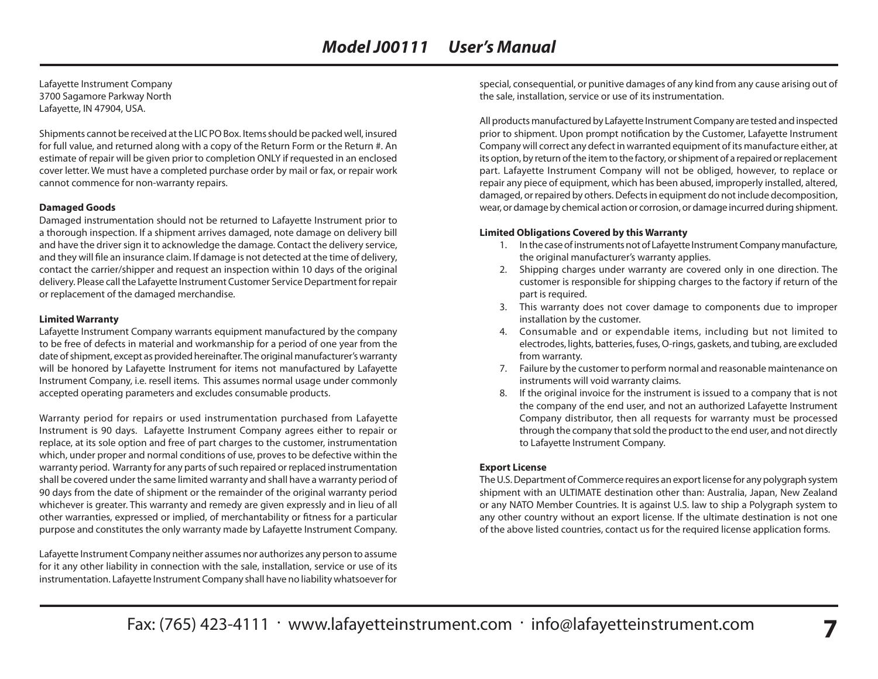Lafayette Instrument Company
3700 Sagamore Parkway North
Lafayette, IN 47904, USA.

Shipments cannot be received at the LIC PO Box. Items should be packed well, insured for full value, and returned along with a copy of the Return Form or the Return #. An estimate of repair will be given prior to completion ONLY if requested in an enclosed cover letter. We must have a completed purchase order by mail or fax, or repair work cannot commence for non-warranty repairs.

**Damaged Goods**

Damaged instrumentation should not be returned to Lafayette Instrument prior to a thorough inspection. If a shipment arrives damaged, note damage on delivery bill and have the driver sign it to acknowledge the damage. Contact the delivery service, and they will file an insurance claim. If damage is not detected at the time of delivery, contact the carrier/shipper and request an inspection within 10 days of the original delivery. Please call the Lafayette Instrument Customer Service Department for repair or replacement of the damaged merchandise.

**Limited Warranty**

Lafayette Instrument Company warrants equipment manufactured by the company to be free of defects in material and workmanship for a period of one year from the date of shipment, except as provided hereinafter. The original manufacturer's warranty will be honored by Lafayette Instrument for items not manufactured by Lafayette Instrument Company, i.e. resell items. This assumes normal usage under commonly accepted operating parameters and excludes consumable products.

Warranty period for repairs or used instrumentation purchased from Lafayette Instrument is 90 days. Lafayette Instrument Company agrees either to repair or replace, at its sole option and free of part charges to the customer, instrumentation which, under proper and normal conditions of use, proves to be defective within the warranty period. Warranty for any parts of such repaired or replaced instrumentation shall be covered under the same limited warranty and shall have a warranty period of 90 days from the date of shipment or the remainder of the original warranty period whichever is greater. This warranty and remedy are given expressly and in lieu of all other warranties, expressed or implied, of merchantability or fitness for a particular purpose and constitutes the only warranty made by Lafayette Instrument Company.

Lafayette Instrument Company neither assumes nor authorizes any person to assume for it any other liability in connection with the sale, installation, service or use of its instrumentation. Lafayette Instrument Company shall have no liability whatsoever for special, consequential, or punitive damages of any kind from any cause arising out of the sale, installation, service or use of its instrumentation.

All products manufactured by Lafayette Instrument Company are tested and inspected prior to shipment. Upon prompt notification by the Customer, Lafayette Instrument Company will correct any defect in warranted equipment of its manufacture either, at its option, by return of the item to the factory, or shipment of a repaired or replacement part. Lafayette Instrument Company will not be obliged, however, to replace or repair any piece of equipment, which has been abused, improperly installed, altered, damaged, or repaired by others. Defects in equipment do not include decomposition, wear, or damage by chemical action or corrosion, or damage incurred during shipment.

**Limited Obligations Covered by this Warranty**

1. In the case of instruments not of Lafayette Instrument Company manufacture, the original manufacturer's warranty applies.
2. Shipping charges under warranty are covered only in one direction. The customer is responsible for shipping charges to the factory if return of the part is required.
3. This warranty does not cover damage to components due to improper installation by the customer.
4. Consumable and or expendable items, including but not limited to electrodes, lights, batteries, fuses, O-rings, gaskets, and tubing, are excluded from warranty.

7. Failure by the customer to perform normal and reasonable maintenance on instruments will void warranty claims.
8. If the original invoice for the instrument is issued to a company that is not the company of the end user, and not an authorized Lafayette Instrument Company distributor, then all requests for warranty must be processed through the company that sold the product to the end user, and not directly to Lafayette Instrument Company.

**Export License**

The U.S. Department of Commerce requires an export license for any polygraph system shipment with an ULTIMATE destination other than: Australia, Japan, New Zealand or any NATO Member Countries. It is against U.S. law to ship a Polygraph system to any other country without an export license. If the ultimate destination is not one of the above listed countries, contact us for the required license application forms.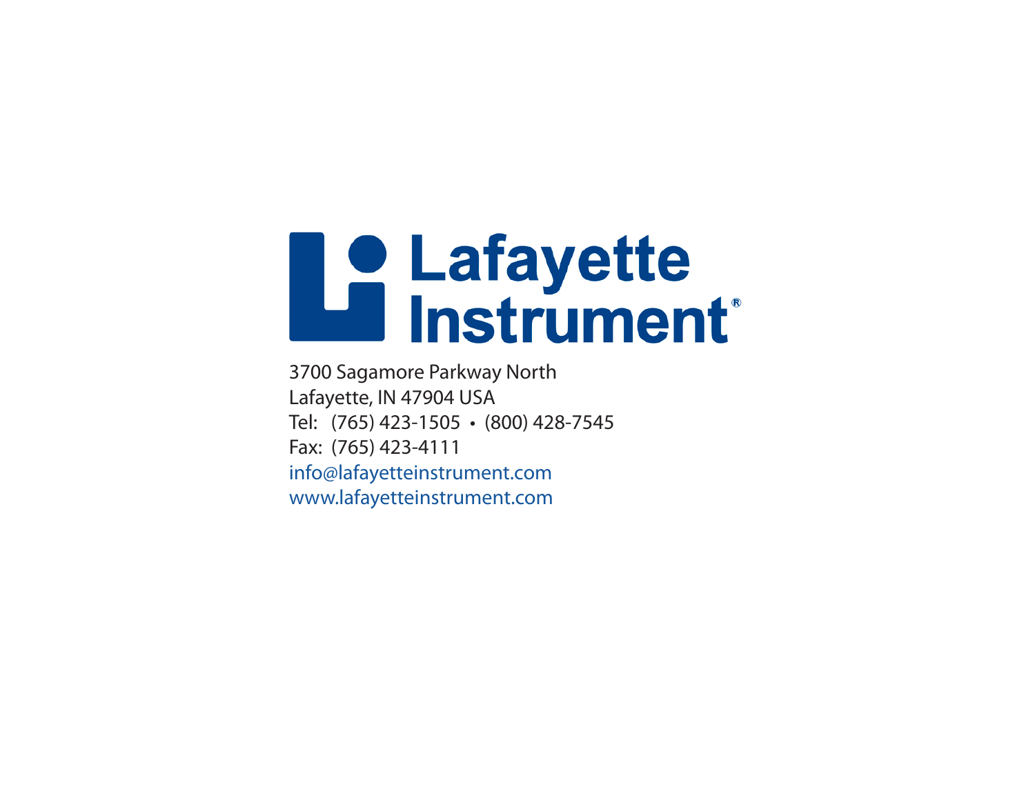**Lafayette Instrument®**

3700 Sagamore Parkway North
Lafayette, IN 47904 USA
Tel: (765) 423-1505 • (800) 428-7545
Fax: (765) 423-4111
info@lafayetteinstrument.com
www.lafayetteinstrument.com